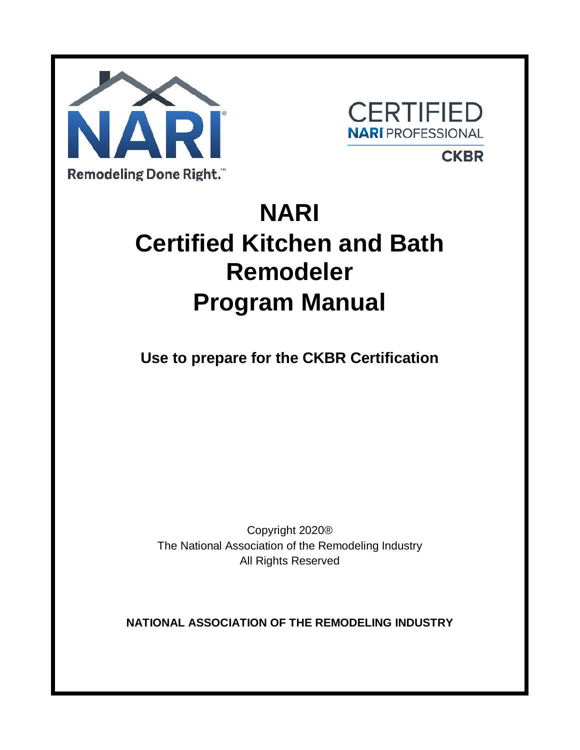NARI

Remodeling Done Right.™

CERTIFIED
NARI PROFESSIONAL
CKBR

# NARI Certified Kitchen and Bath Remodeler Program Manual

**Use to prepare for the CKBR Certification**

Copyright 2020®
The National Association of the Remodeling Industry
All Rights Reserved

**NATIONAL ASSOCIATION OF THE REMODELING INDUSTRY**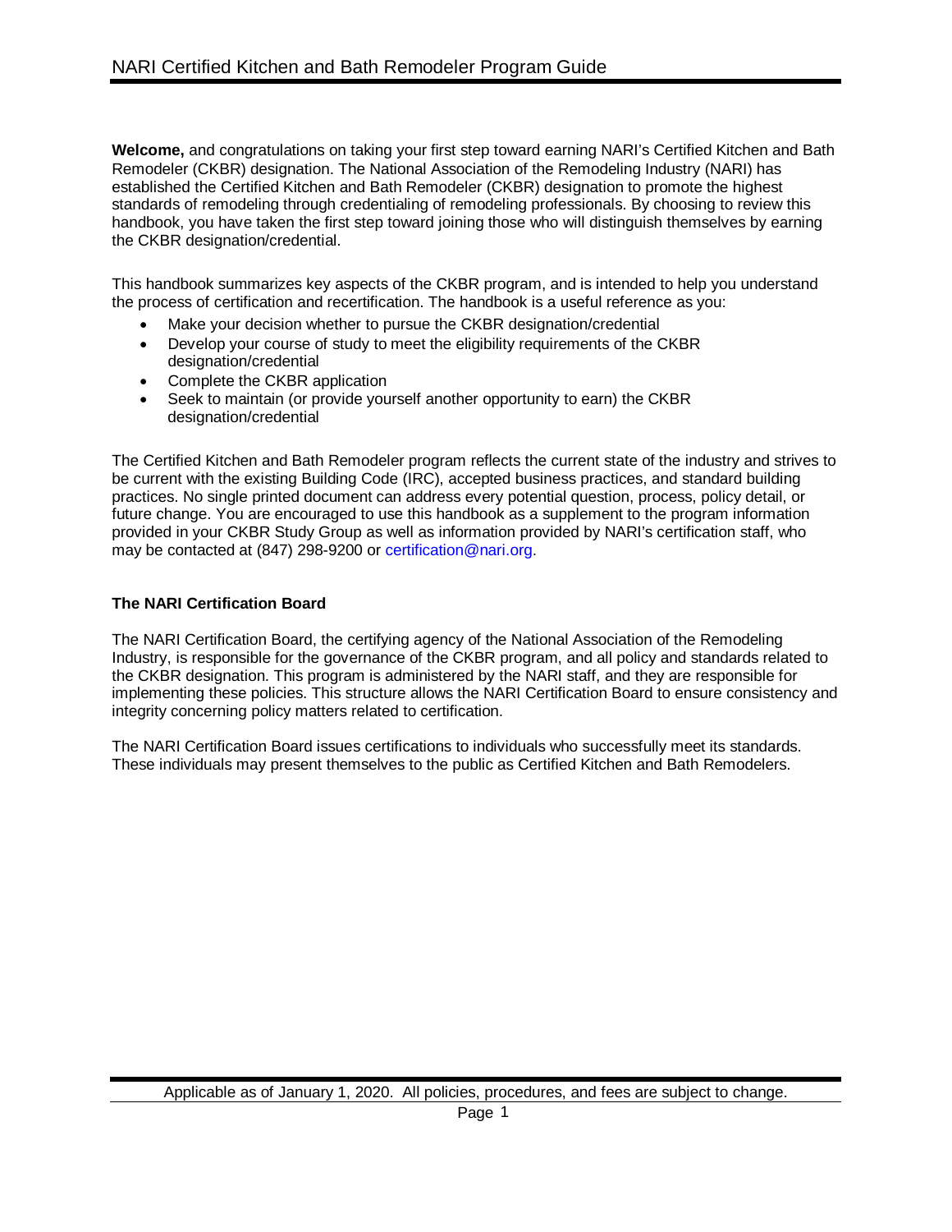**Welcome,** and congratulations on taking your first step toward earning NARI's Certified Kitchen and Bath Remodeler (CKBR) designation. The National Association of the Remodeling Industry (NARI) has established the Certified Kitchen and Bath Remodeler (CKBR) designation to promote the highest standards of remodeling through credentialing of remodeling professionals. By choosing to review this handbook, you have taken the first step toward joining those who will distinguish themselves by earning the CKBR designation/credential.

This handbook summarizes key aspects of the CKBR program, and is intended to help you understand the process of certification and recertification. The handbook is a useful reference as you:

- Make your decision whether to pursue the CKBR designation/credential
- Develop your course of study to meet the eligibility requirements of the CKBR designation/credential
- Complete the CKBR application
- Seek to maintain (or provide yourself another opportunity to earn) the CKBR designation/credential

The Certified Kitchen and Bath Remodeler program reflects the current state of the industry and strives to be current with the existing Building Code (IRC), accepted business practices, and standard building practices. No single printed document can address every potential question, process, policy detail, or future change. You are encouraged to use this handbook as a supplement to the program information provided in your CKBR Study Group as well as information provided by NARI's certification staff, who may be contacted at (847) 298-9200 or certification@nari.org.

**The NARI Certification Board**

The NARI Certification Board, the certifying agency of the National Association of the Remodeling Industry, is responsible for the governance of the CKBR program, and all policy and standards related to the CKBR designation. This program is administered by the NARI staff, and they are responsible for implementing these policies. This structure allows the NARI Certification Board to ensure consistency and integrity concerning policy matters related to certification.

The NARI Certification Board issues certifications to individuals who successfully meet its standards. These individuals may present themselves to the public as Certified Kitchen and Bath Remodelers.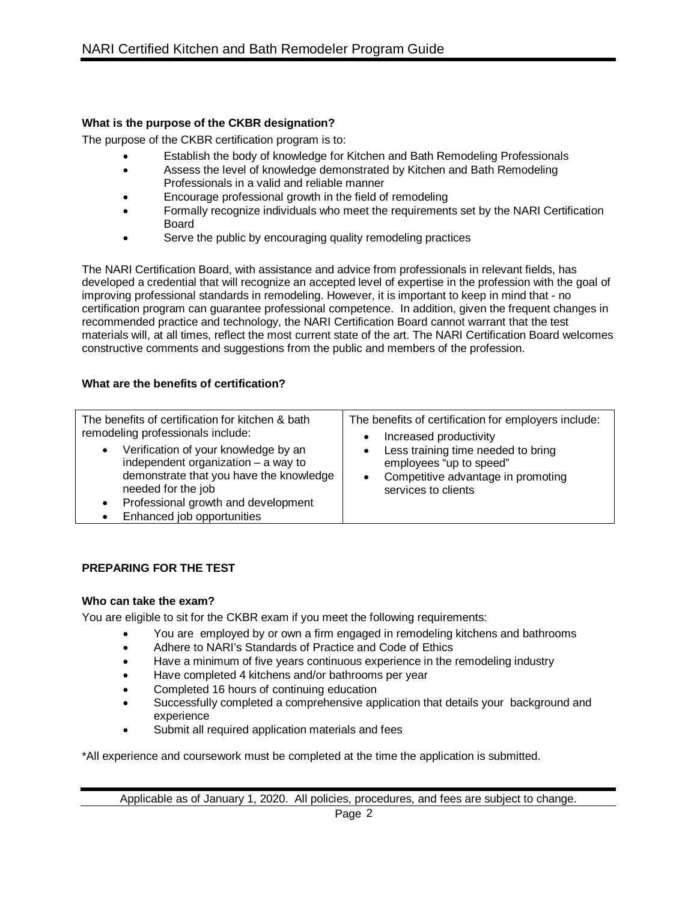**What is the purpose of the CKBR designation?**

The purpose of the CKBR certification program is to:

- Establish the body of knowledge for Kitchen and Bath Remodeling Professionals
- Assess the level of knowledge demonstrated by Kitchen and Bath Remodeling Professionals in a valid and reliable manner
- Encourage professional growth in the field of remodeling
- Formally recognize individuals who meet the requirements set by the NARI Certification Board
- Serve the public by encouraging quality remodeling practices

The NARI Certification Board, with assistance and advice from professionals in relevant fields, has developed a credential that will recognize an accepted level of expertise in the profession with the goal of improving professional standards in remodeling. However, it is important to keep in mind that - no certification program can guarantee professional competence. In addition, given the frequent changes in recommended practice and technology, the NARI Certification Board cannot warrant that the test materials will, at all times, reflect the most current state of the art. The NARI Certification Board welcomes constructive comments and suggestions from the public and members of the profession.

**What are the benefits of certification?**

| The benefits of certification for kitchen & bath remodeling professionals include: | The benefits of certification for employers include: |
|---|---|
| • Verification of your knowledge by an independent organization – a way to demonstrate that you have the knowledge needed for the job<br>• Professional growth and development<br>• Enhanced job opportunities | • Increased productivity<br>• Less training time needed to bring employees "up to speed"<br>• Competitive advantage in promoting services to clients |

**PREPARING FOR THE TEST**

**Who can take the exam?**

You are eligible to sit for the CKBR exam if you meet the following requirements:

- You are employed by or own a firm engaged in remodeling kitchens and bathrooms
- Adhere to NARI's Standards of Practice and Code of Ethics
- Have a minimum of five years continuous experience in the remodeling industry
- Have completed 4 kitchens and/or bathrooms per year
- Completed 16 hours of continuing education
- Successfully completed a comprehensive application that details your background and experience
- Submit all required application materials and fees

*All experience and coursework must be completed at the time the application is submitted.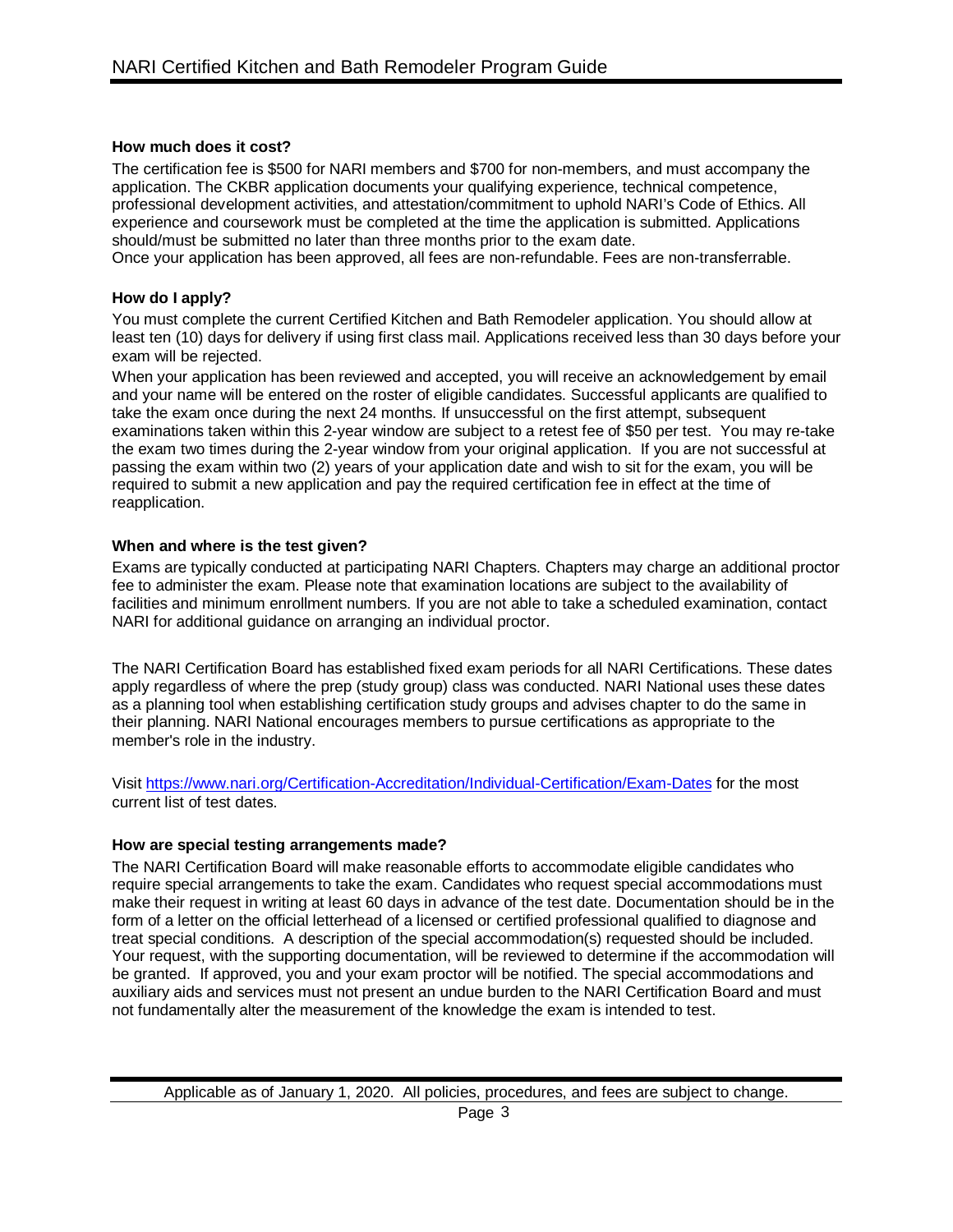### How much does it cost?

The certification fee is $500 for NARI members and $700 for non-members, and must accompany the application. The CKBR application documents your qualifying experience, technical competence, professional development activities, and attestation/commitment to uphold NARI's Code of Ethics. All experience and coursework must be completed at the time the application is submitted. Applications should/must be submitted no later than three months prior to the exam date.
Once your application has been approved, all fees are non-refundable. Fees are non-transferrable.

### How do I apply?

You must complete the current Certified Kitchen and Bath Remodeler application. You should allow at least ten (10) days for delivery if using first class mail. Applications received less than 30 days before your exam will be rejected.
When your application has been reviewed and accepted, you will receive an acknowledgement by email and your name will be entered on the roster of eligible candidates. Successful applicants are qualified to take the exam once during the next 24 months. If unsuccessful on the first attempt, subsequent examinations taken within this 2-year window are subject to a retest fee of $50 per test. You may re-take the exam two times during the 2-year window from your original application. If you are not successful at passing the exam within two (2) years of your application date and wish to sit for the exam, you will be required to submit a new application and pay the required certification fee in effect at the time of reapplication.

### When and where is the test given?

Exams are typically conducted at participating NARI Chapters. Chapters may charge an additional proctor fee to administer the exam. Please note that examination locations are subject to the availability of facilities and minimum enrollment numbers. If you are not able to take a scheduled examination, contact NARI for additional guidance on arranging an individual proctor.

The NARI Certification Board has established fixed exam periods for all NARI Certifications. These dates apply regardless of where the prep (study group) class was conducted. NARI National uses these dates as a planning tool when establishing certification study groups and advises chapter to do the same in their planning. NARI National encourages members to pursue certifications as appropriate to the member's role in the industry.

Visit https://www.nari.org/Certification-Accreditation/Individual-Certification/Exam-Dates for the most current list of test dates.

### How are special testing arrangements made?

The NARI Certification Board will make reasonable efforts to accommodate eligible candidates who require special arrangements to take the exam. Candidates who request special accommodations must make their request in writing at least 60 days in advance of the test date. Documentation should be in the form of a letter on the official letterhead of a licensed or certified professional qualified to diagnose and treat special conditions. A description of the special accommodation(s) requested should be included. Your request, with the supporting documentation, will be reviewed to determine if the accommodation will be granted. If approved, you and your exam proctor will be notified. The special accommodations and auxiliary aids and services must not present an undue burden to the NARI Certification Board and must not fundamentally alter the measurement of the knowledge the exam is intended to test.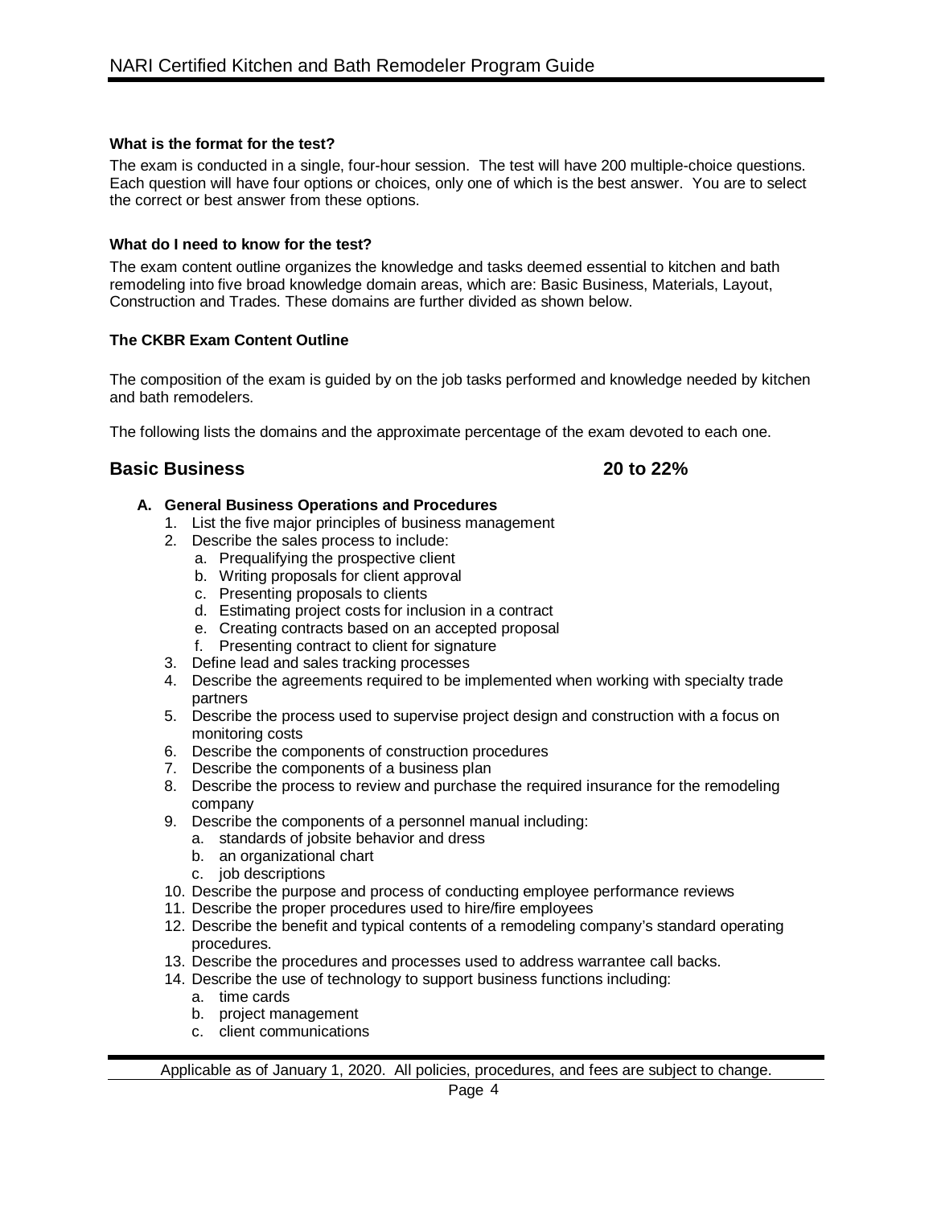**What is the format for the test?**

The exam is conducted in a single, four-hour session. The test will have 200 multiple-choice questions. Each question will have four options or choices, only one of which is the best answer. You are to select the correct or best answer from these options.

**What do I need to know for the test?**

The exam content outline organizes the knowledge and tasks deemed essential to kitchen and bath remodeling into five broad knowledge domain areas, which are: Basic Business, Materials, Layout, Construction and Trades. These domains are further divided as shown below.

**The CKBR Exam Content Outline**

The composition of the exam is guided by on the job tasks performed and knowledge needed by kitchen and bath remodelers.

The following lists the domains and the approximate percentage of the exam devoted to each one.

## Basic Business 20 to 22%

**A. General Business Operations and Procedures**

1. List the five major principles of business management
2. Describe the sales process to include:
   a. Prequalifying the prospective client
   b. Writing proposals for client approval
   c. Presenting proposals to clients
   d. Estimating project costs for inclusion in a contract
   e. Creating contracts based on an accepted proposal
   f. Presenting contract to client for signature
3. Define lead and sales tracking processes
4. Describe the agreements required to be implemented when working with specialty trade partners
5. Describe the process used to supervise project design and construction with a focus on monitoring costs
6. Describe the components of construction procedures
7. Describe the components of a business plan
8. Describe the process to review and purchase the required insurance for the remodeling company
9. Describe the components of a personnel manual including:
   a. standards of jobsite behavior and dress
   b. an organizational chart
   c. job descriptions
10. Describe the purpose and process of conducting employee performance reviews
11. Describe the proper procedures used to hire/fire employees
12. Describe the benefit and typical contents of a remodeling company's standard operating procedures.
13. Describe the procedures and processes used to address warrantee call backs.
14. Describe the use of technology to support business functions including:
    a. time cards
    b. project management
    c. client communications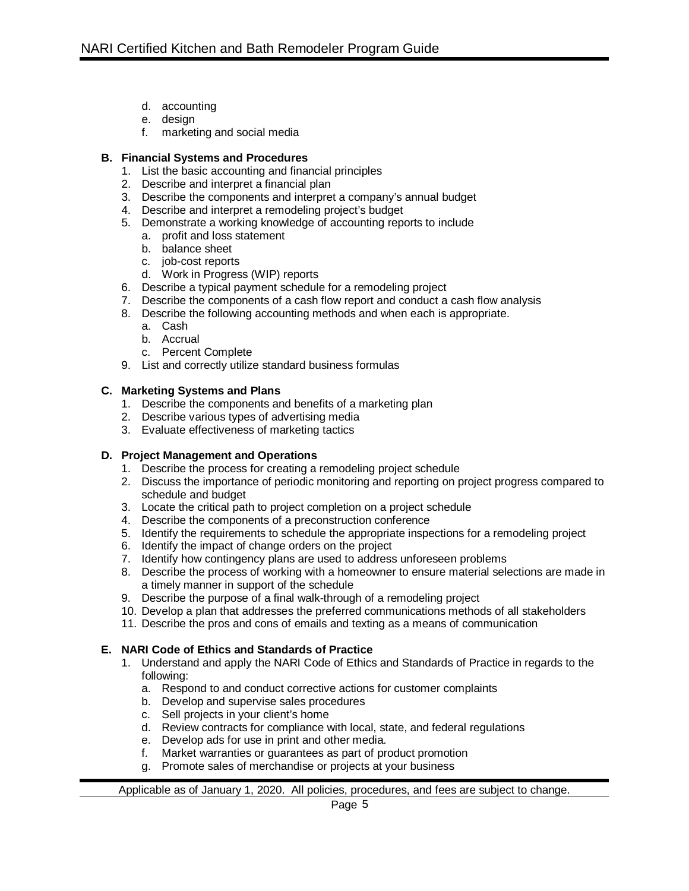d. accounting
   e. design
   f. marketing and social media

**B. Financial Systems and Procedures**

1. List the basic accounting and financial principles
2. Describe and interpret a financial plan
3. Describe the components and interpret a company's annual budget
4. Describe and interpret a remodeling project's budget
5. Demonstrate a working knowledge of accounting reports to include
   a. profit and loss statement
   b. balance sheet
   c. job-cost reports
   d. Work in Progress (WIP) reports
6. Describe a typical payment schedule for a remodeling project
7. Describe the components of a cash flow report and conduct a cash flow analysis
8. Describe the following accounting methods and when each is appropriate.
   a. Cash
   b. Accrual
   c. Percent Complete
9. List and correctly utilize standard business formulas

**C. Marketing Systems and Plans**

1. Describe the components and benefits of a marketing plan
2. Describe various types of advertising media
3. Evaluate effectiveness of marketing tactics

**D. Project Management and Operations**

1. Describe the process for creating a remodeling project schedule
2. Discuss the importance of periodic monitoring and reporting on project progress compared to schedule and budget
3. Locate the critical path to project completion on a project schedule
4. Describe the components of a preconstruction conference
5. Identify the requirements to schedule the appropriate inspections for a remodeling project
6. Identify the impact of change orders on the project
7. Identify how contingency plans are used to address unforeseen problems
8. Describe the process of working with a homeowner to ensure material selections are made in a timely manner in support of the schedule
9. Describe the purpose of a final walk-through of a remodeling project
10. Develop a plan that addresses the preferred communications methods of all stakeholders
11. Describe the pros and cons of emails and texting as a means of communication

**E. NARI Code of Ethics and Standards of Practice**

1. Understand and apply the NARI Code of Ethics and Standards of Practice in regards to the following:
   a. Respond to and conduct corrective actions for customer complaints
   b. Develop and supervise sales procedures
   c. Sell projects in your client's home
   d. Review contracts for compliance with local, state, and federal regulations
   e. Develop ads for use in print and other media.
   f. Market warranties or guarantees as part of product promotion
   g. Promote sales of merchandise or projects at your business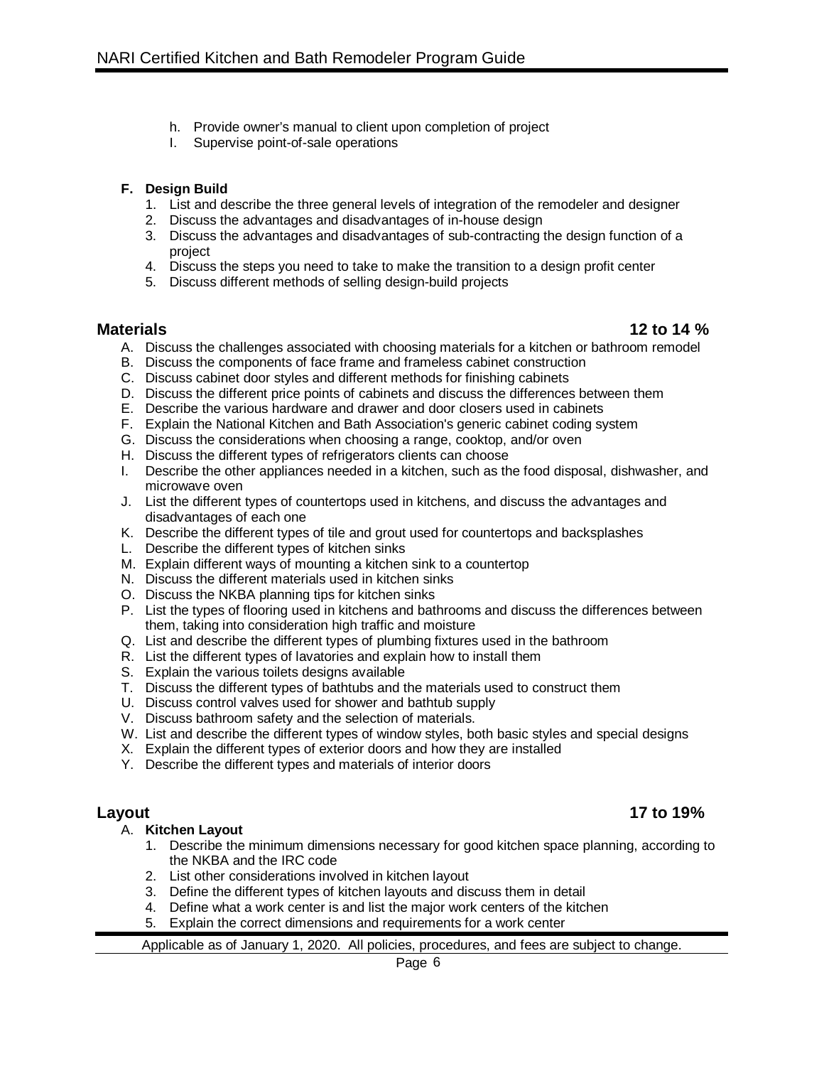h. Provide owner's manual to client upon completion of project
I. Supervise point-of-sale operations

**F. Design Build**

1. List and describe the three general levels of integration of the remodeler and designer
2. Discuss the advantages and disadvantages of in-house design
3. Discuss the advantages and disadvantages of sub-contracting the design function of a project
4. Discuss the steps you need to take to make the transition to a design profit center
5. Discuss different methods of selling design-build projects

## Materials 12 to 14 %

A. Discuss the challenges associated with choosing materials for a kitchen or bathroom remodel
B. Discuss the components of face frame and frameless cabinet construction
C. Discuss cabinet door styles and different methods for finishing cabinets
D. Discuss the different price points of cabinets and discuss the differences between them
E. Describe the various hardware and drawer and door closers used in cabinets
F. Explain the National Kitchen and Bath Association's generic cabinet coding system
G. Discuss the considerations when choosing a range, cooktop, and/or oven
H. Discuss the different types of refrigerators clients can choose
I. Describe the other appliances needed in a kitchen, such as the food disposal, dishwasher, and microwave oven
J. List the different types of countertops used in kitchens, and discuss the advantages and disadvantages of each one
K. Describe the different types of tile and grout used for countertops and backsplashes
L. Describe the different types of kitchen sinks
M. Explain different ways of mounting a kitchen sink to a countertop
N. Discuss the different materials used in kitchen sinks
O. Discuss the NKBA planning tips for kitchen sinks
P. List the types of flooring used in kitchens and bathrooms and discuss the differences between them, taking into consideration high traffic and moisture
Q. List and describe the different types of plumbing fixtures used in the bathroom
R. List the different types of lavatories and explain how to install them
S. Explain the various toilets designs available
T. Discuss the different types of bathtubs and the materials used to construct them
U. Discuss control valves used for shower and bathtub supply
V. Discuss bathroom safety and the selection of materials.
W. List and describe the different types of window styles, both basic styles and special designs
X. Explain the different types of exterior doors and how they are installed
Y. Describe the different types and materials of interior doors

## Layout 17 to 19%

A. **Kitchen Layout**

1. Describe the minimum dimensions necessary for good kitchen space planning, according to the NKBA and the IRC code
2. List other considerations involved in kitchen layout
3. Define the different types of kitchen layouts and discuss them in detail
4. Define what a work center is and list the major work centers of the kitchen
5. Explain the correct dimensions and requirements for a work center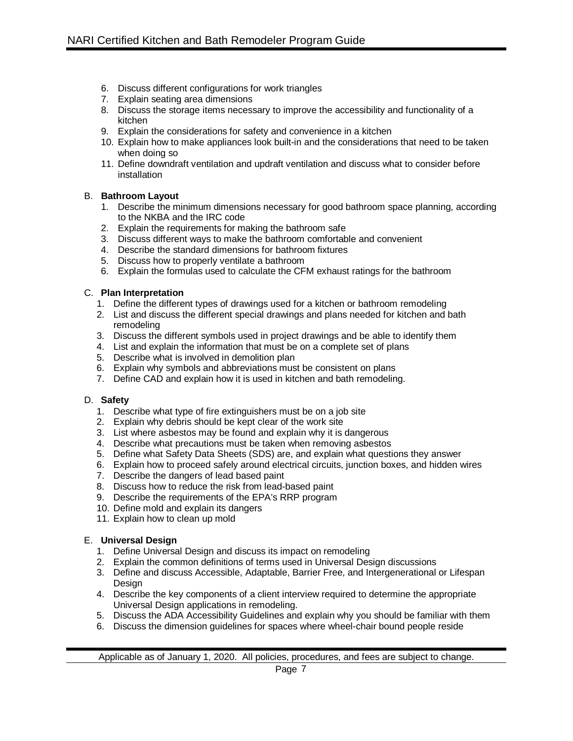6. Discuss different configurations for work triangles
7. Explain seating area dimensions
8. Discuss the storage items necessary to improve the accessibility and functionality of a kitchen
9. Explain the considerations for safety and convenience in a kitchen
10. Explain how to make appliances look built-in and the considerations that need to be taken when doing so
11. Define downdraft ventilation and updraft ventilation and discuss what to consider before installation

B. **Bathroom Layout**

1. Describe the minimum dimensions necessary for good bathroom space planning, according to the NKBA and the IRC code
2. Explain the requirements for making the bathroom safe
3. Discuss different ways to make the bathroom comfortable and convenient
4. Describe the standard dimensions for bathroom fixtures
5. Discuss how to properly ventilate a bathroom
6. Explain the formulas used to calculate the CFM exhaust ratings for the bathroom

C. **Plan Interpretation**

1. Define the different types of drawings used for a kitchen or bathroom remodeling
2. List and discuss the different special drawings and plans needed for kitchen and bath remodeling
3. Discuss the different symbols used in project drawings and be able to identify them
4. List and explain the information that must be on a complete set of plans
5. Describe what is involved in demolition plan
6. Explain why symbols and abbreviations must be consistent on plans
7. Define CAD and explain how it is used in kitchen and bath remodeling.

D. **Safety**

1. Describe what type of fire extinguishers must be on a job site
2. Explain why debris should be kept clear of the work site
3. List where asbestos may be found and explain why it is dangerous
4. Describe what precautions must be taken when removing asbestos
5. Define what Safety Data Sheets (SDS) are, and explain what questions they answer
6. Explain how to proceed safely around electrical circuits, junction boxes, and hidden wires
7. Describe the dangers of lead based paint
8. Discuss how to reduce the risk from lead-based paint
9. Describe the requirements of the EPA's RRP program
10. Define mold and explain its dangers
11. Explain how to clean up mold

E. **Universal Design**

1. Define Universal Design and discuss its impact on remodeling
2. Explain the common definitions of terms used in Universal Design discussions
3. Define and discuss Accessible, Adaptable, Barrier Free, and Intergenerational or Lifespan Design
4. Describe the key components of a client interview required to determine the appropriate Universal Design applications in remodeling.
5. Discuss the ADA Accessibility Guidelines and explain why you should be familiar with them
6. Discuss the dimension guidelines for spaces where wheel-chair bound people reside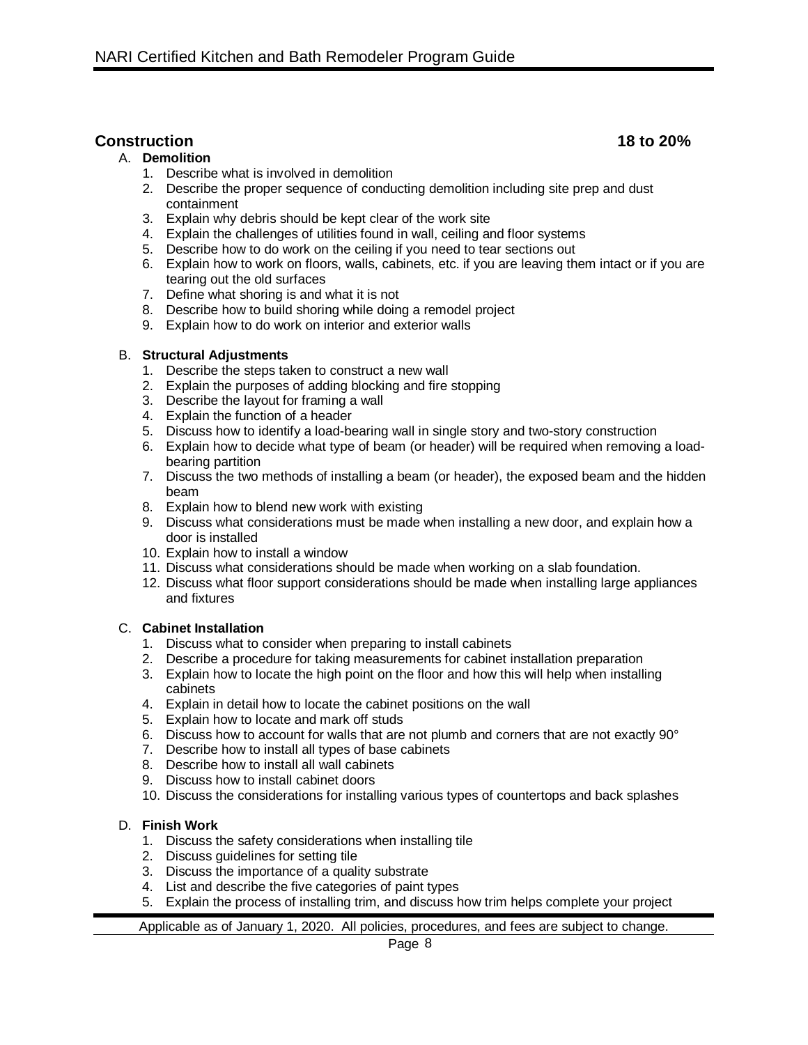## Construction 18 to 20%

A. **Demolition**
   1. Describe what is involved in demolition
   2. Describe the proper sequence of conducting demolition including site prep and dust containment
   3. Explain why debris should be kept clear of the work site
   4. Explain the challenges of utilities found in wall, ceiling and floor systems
   5. Describe how to do work on the ceiling if you need to tear sections out
   6. Explain how to work on floors, walls, cabinets, etc. if you are leaving them intact or if you are tearing out the old surfaces
   7. Define what shoring is and what it is not
   8. Describe how to build shoring while doing a remodel project
   9. Explain how to do work on interior and exterior walls

B. **Structural Adjustments**
   1. Describe the steps taken to construct a new wall
   2. Explain the purposes of adding blocking and fire stopping
   3. Describe the layout for framing a wall
   4. Explain the function of a header
   5. Discuss how to identify a load-bearing wall in single story and two-story construction
   6. Explain how to decide what type of beam (or header) will be required when removing a load-bearing partition
   7. Discuss the two methods of installing a beam (or header), the exposed beam and the hidden beam
   8. Explain how to blend new work with existing
   9. Discuss what considerations must be made when installing a new door, and explain how a door is installed
   10. Explain how to install a window
   11. Discuss what considerations should be made when working on a slab foundation.
   12. Discuss what floor support considerations should be made when installing large appliances and fixtures

C. **Cabinet Installation**
   1. Discuss what to consider when preparing to install cabinets
   2. Describe a procedure for taking measurements for cabinet installation preparation
   3. Explain how to locate the high point on the floor and how this will help when installing cabinets
   4. Explain in detail how to locate the cabinet positions on the wall
   5. Explain how to locate and mark off studs
   6. Discuss how to account for walls that are not plumb and corners that are not exactly 90°
   7. Describe how to install all types of base cabinets
   8. Describe how to install all wall cabinets
   9. Discuss how to install cabinet doors
   10. Discuss the considerations for installing various types of countertops and back splashes

D. **Finish Work**
   1. Discuss the safety considerations when installing tile
   2. Discuss guidelines for setting tile
   3. Discuss the importance of a quality substrate
   4. List and describe the five categories of paint types
   5. Explain the process of installing trim, and discuss how trim helps complete your project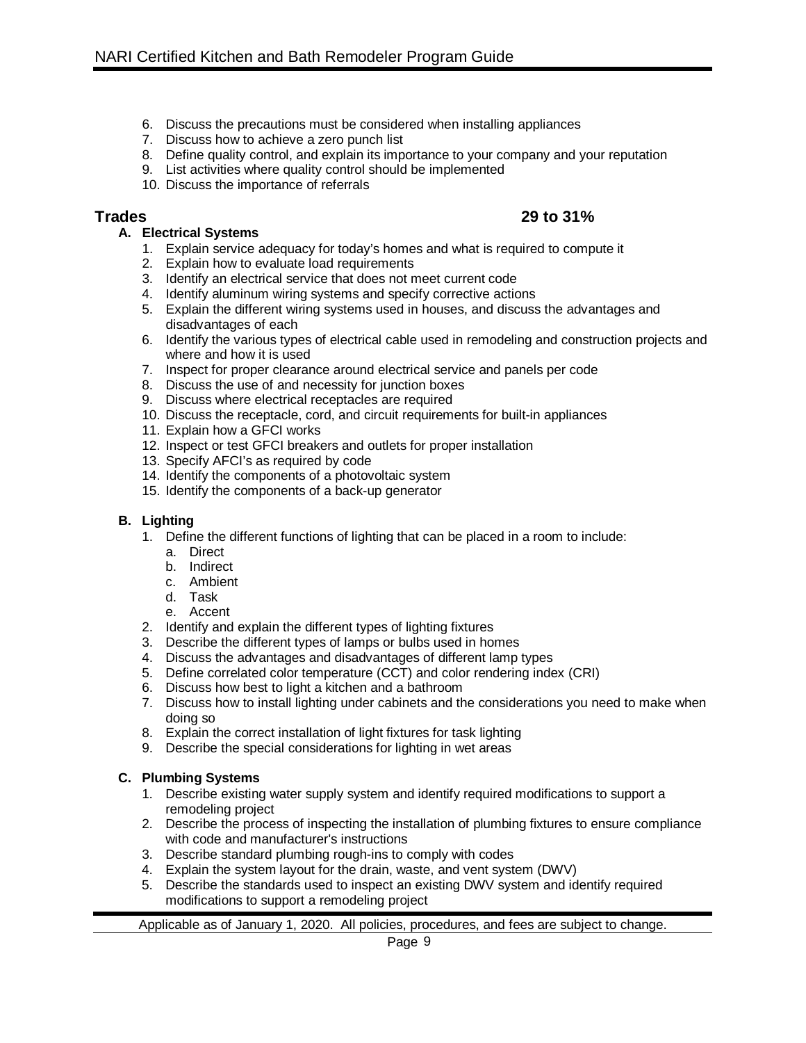6. Discuss the precautions must be considered when installing appliances
7. Discuss how to achieve a zero punch list
8. Define quality control, and explain its importance to your company and your reputation
9. List activities where quality control should be implemented
10. Discuss the importance of referrals

## Trades 29 to 31%

### A. Electrical Systems

1. Explain service adequacy for today's homes and what is required to compute it
2. Explain how to evaluate load requirements
3. Identify an electrical service that does not meet current code
4. Identify aluminum wiring systems and specify corrective actions
5. Explain the different wiring systems used in houses, and discuss the advantages and disadvantages of each
6. Identify the various types of electrical cable used in remodeling and construction projects and where and how it is used
7. Inspect for proper clearance around electrical service and panels per code
8. Discuss the use of and necessity for junction boxes
9. Discuss where electrical receptacles are required
10. Discuss the receptacle, cord, and circuit requirements for built-in appliances
11. Explain how a GFCI works
12. Inspect or test GFCI breakers and outlets for proper installation
13. Specify AFCI's as required by code
14. Identify the components of a photovoltaic system
15. Identify the components of a back-up generator

### B. Lighting

1. Define the different functions of lighting that can be placed in a room to include:
   a. Direct
   b. Indirect
   c. Ambient
   d. Task
   e. Accent
2. Identify and explain the different types of lighting fixtures
3. Describe the different types of lamps or bulbs used in homes
4. Discuss the advantages and disadvantages of different lamp types
5. Define correlated color temperature (CCT) and color rendering index (CRI)
6. Discuss how best to light a kitchen and a bathroom
7. Discuss how to install lighting under cabinets and the considerations you need to make when doing so
8. Explain the correct installation of light fixtures for task lighting
9. Describe the special considerations for lighting in wet areas

### C. Plumbing Systems

1. Describe existing water supply system and identify required modifications to support a remodeling project
2. Describe the process of inspecting the installation of plumbing fixtures to ensure compliance with code and manufacturer's instructions
3. Describe standard plumbing rough-ins to comply with codes
4. Explain the system layout for the drain, waste, and vent system (DWV)
5. Describe the standards used to inspect an existing DWV system and identify required modifications to support a remodeling project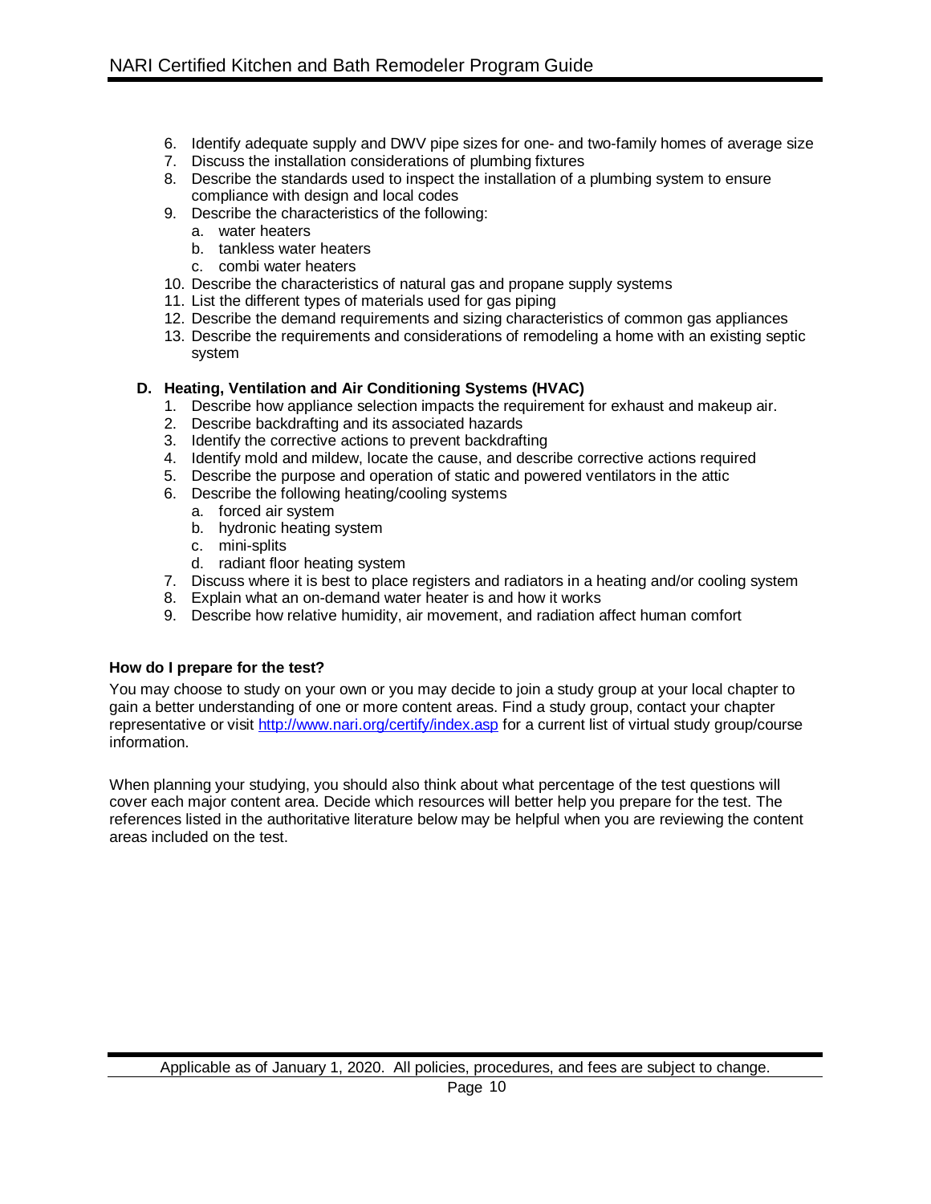6. Identify adequate supply and DWV pipe sizes for one- and two-family homes of average size
7. Discuss the installation considerations of plumbing fixtures
8. Describe the standards used to inspect the installation of a plumbing system to ensure compliance with design and local codes
9. Describe the characteristics of the following:
   a. water heaters
   b. tankless water heaters
   c. combi water heaters
10. Describe the characteristics of natural gas and propane supply systems
11. List the different types of materials used for gas piping
12. Describe the demand requirements and sizing characteristics of common gas appliances
13. Describe the requirements and considerations of remodeling a home with an existing septic system

**D. Heating, Ventilation and Air Conditioning Systems (HVAC)**

1. Describe how appliance selection impacts the requirement for exhaust and makeup air.
2. Describe backdrafting and its associated hazards
3. Identify the corrective actions to prevent backdrafting
4. Identify mold and mildew, locate the cause, and describe corrective actions required
5. Describe the purpose and operation of static and powered ventilators in the attic
6. Describe the following heating/cooling systems
   a. forced air system
   b. hydronic heating system
   c. mini-splits
   d. radiant floor heating system
7. Discuss where it is best to place registers and radiators in a heating and/or cooling system
8. Explain what an on-demand water heater is and how it works
9. Describe how relative humidity, air movement, and radiation affect human comfort

**How do I prepare for the test?**

You may choose to study on your own or you may decide to join a study group at your local chapter to gain a better understanding of one or more content areas. Find a study group, contact your chapter representative or visit http://www.nari.org/certify/index.asp for a current list of virtual study group/course information.

When planning your studying, you should also think about what percentage of the test questions will cover each major content area. Decide which resources will better help you prepare for the test. The references listed in the authoritative literature below may be helpful when you are reviewing the content areas included on the test.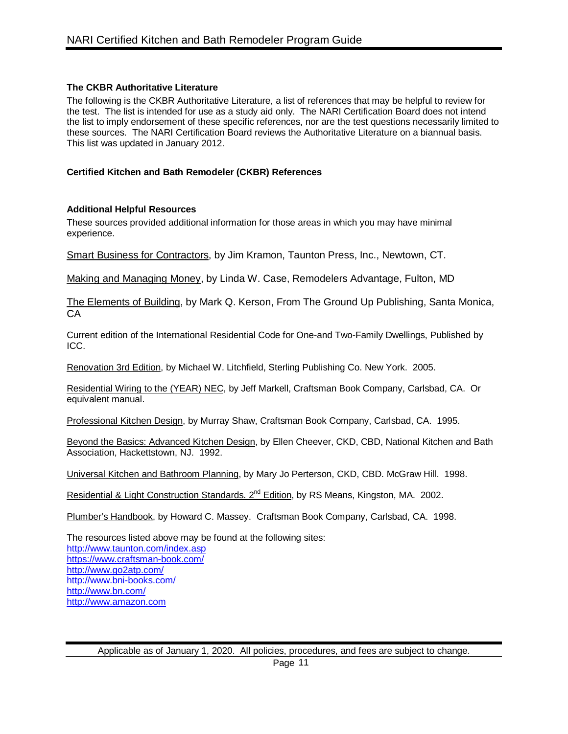### The CKBR Authoritative Literature

The following is the CKBR Authoritative Literature, a list of references that may be helpful to review for the test. The list is intended for use as a study aid only. The NARI Certification Board does not intend the list to imply endorsement of these specific references, nor are the test questions necessarily limited to these sources. The NARI Certification Board reviews the Authoritative Literature on a biannual basis. This list was updated in January 2012.

### Certified Kitchen and Bath Remodeler (CKBR) References

### Additional Helpful Resources

These sources provided additional information for those areas in which you may have minimal experience.

Smart Business for Contractors, by Jim Kramon, Taunton Press, Inc., Newtown, CT.

Making and Managing Money, by Linda W. Case, Remodelers Advantage, Fulton, MD

The Elements of Building, by Mark Q. Kerson, From The Ground Up Publishing, Santa Monica, CA

Current edition of the International Residential Code for One-and Two-Family Dwellings, Published by ICC.

Renovation 3rd Edition, by Michael W. Litchfield, Sterling Publishing Co. New York. 2005.

Residential Wiring to the (YEAR) NEC, by Jeff Markell, Craftsman Book Company, Carlsbad, CA. Or equivalent manual.

Professional Kitchen Design, by Murray Shaw, Craftsman Book Company, Carlsbad, CA. 1995.

Beyond the Basics: Advanced Kitchen Design, by Ellen Cheever, CKD, CBD, National Kitchen and Bath Association, Hackettstown, NJ. 1992.

Universal Kitchen and Bathroom Planning, by Mary Jo Perterson, CKD, CBD. McGraw Hill. 1998.

Residential & Light Construction Standards. 2nd Edition, by RS Means, Kingston, MA. 2002.

Plumber's Handbook, by Howard C. Massey. Craftsman Book Company, Carlsbad, CA. 1998.

The resources listed above may be found at the following sites:
http://www.taunton.com/index.asp
https://www.craftsman-book.com/
http://www.go2atp.com/
http://www.bni-books.com/
http://www.bn.com/
http://www.amazon.com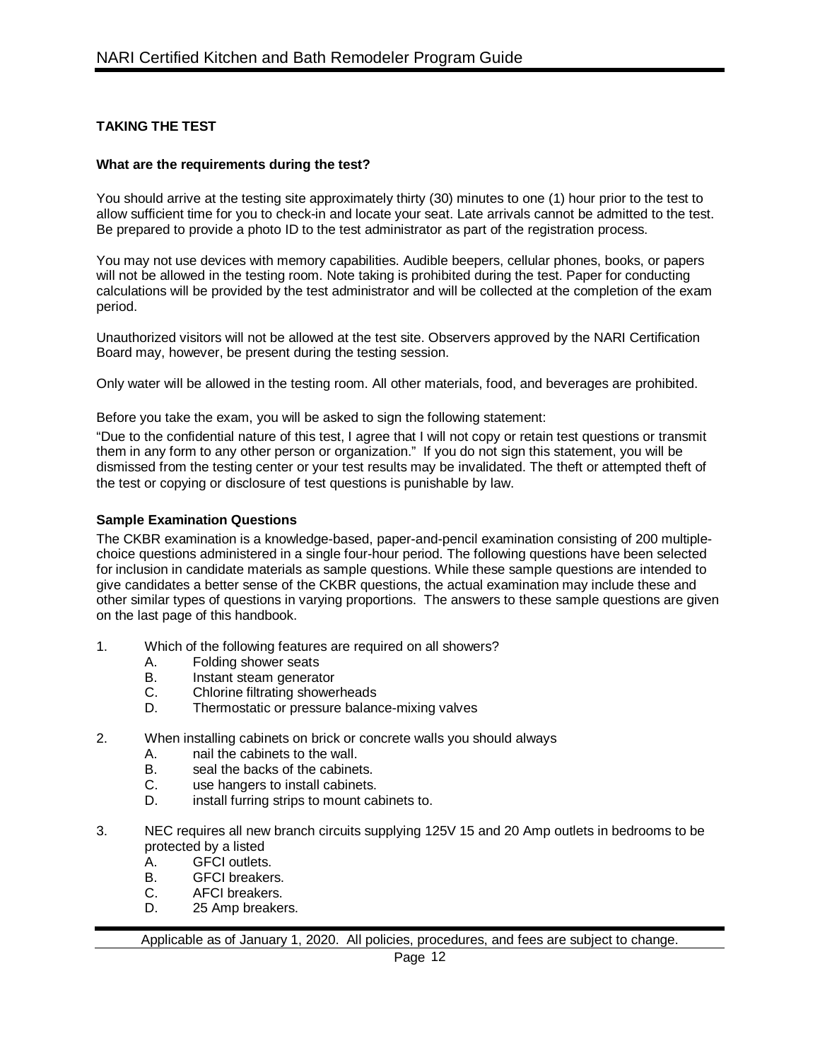## TAKING THE TEST

### What are the requirements during the test?

You should arrive at the testing site approximately thirty (30) minutes to one (1) hour prior to the test to allow sufficient time for you to check-in and locate your seat. Late arrivals cannot be admitted to the test. Be prepared to provide a photo ID to the test administrator as part of the registration process.

You may not use devices with memory capabilities. Audible beepers, cellular phones, books, or papers will not be allowed in the testing room. Note taking is prohibited during the test. Paper for conducting calculations will be provided by the test administrator and will be collected at the completion of the exam period.

Unauthorized visitors will not be allowed at the test site. Observers approved by the NARI Certification Board may, however, be present during the testing session.

Only water will be allowed in the testing room. All other materials, food, and beverages are prohibited.

Before you take the exam, you will be asked to sign the following statement:

"Due to the confidential nature of this test, I agree that I will not copy or retain test questions or transmit them in any form to any other person or organization." If you do not sign this statement, you will be dismissed from the testing center or your test results may be invalidated. The theft or attempted theft of the test or copying or disclosure of test questions is punishable by law.

### Sample Examination Questions

The CKBR examination is a knowledge-based, paper-and-pencil examination consisting of 200 multiple-choice questions administered in a single four-hour period. The following questions have been selected for inclusion in candidate materials as sample questions. While these sample questions are intended to give candidates a better sense of the CKBR questions, the actual examination may include these and other similar types of questions in varying proportions. The answers to these sample questions are given on the last page of this handbook.

1. Which of the following features are required on all showers?
   - A. Folding shower seats
   - B. Instant steam generator
   - C. Chlorine filtrating showerheads
   - D. Thermostatic or pressure balance-mixing valves

2. When installing cabinets on brick or concrete walls you should always
   - A. nail the cabinets to the wall.
   - B. seal the backs of the cabinets.
   - C. use hangers to install cabinets.
   - D. install furring strips to mount cabinets to.

3. NEC requires all new branch circuits supplying 125V 15 and 20 Amp outlets in bedrooms to be protected by a listed
   - A. GFCI outlets.
   - B. GFCI breakers.
   - C. AFCI breakers.
   - D. 25 Amp breakers.

Applicable as of January 1, 2020. All policies, procedures, and fees are subject to change.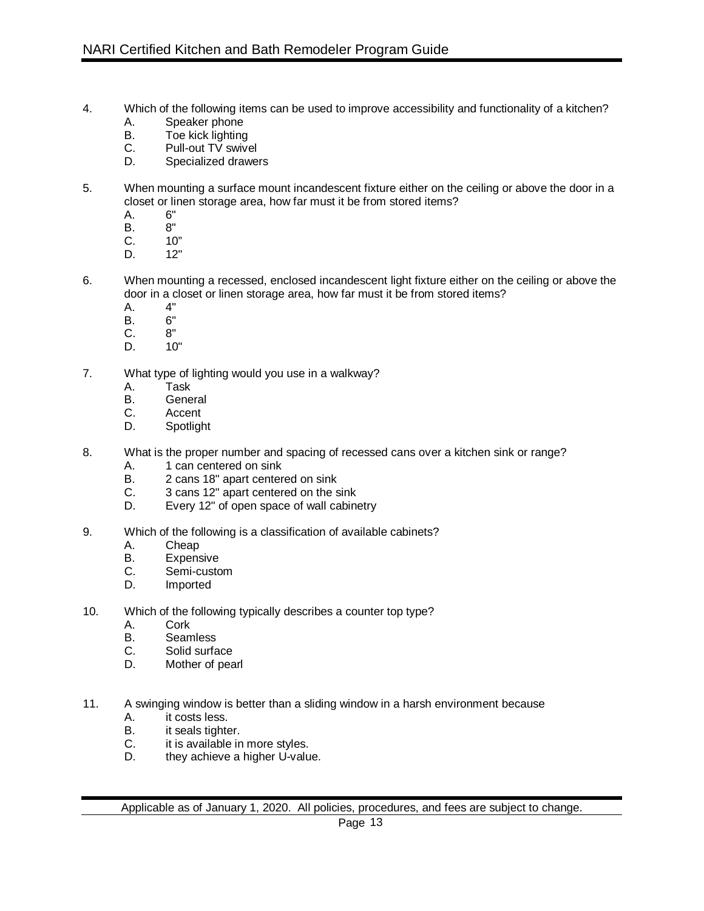4. Which of the following items can be used to improve accessibility and functionality of a kitchen?
   - A. Speaker phone
   - B. Toe kick lighting
   - C. Pull-out TV swivel
   - D. Specialized drawers

5. When mounting a surface mount incandescent fixture either on the ceiling or above the door in a closet or linen storage area, how far must it be from stored items?
   - A. 6"
   - B. 8"
   - C. 10"
   - D. 12"

6. When mounting a recessed, enclosed incandescent light fixture either on the ceiling or above the door in a closet or linen storage area, how far must it be from stored items?
   - A. 4"
   - B. 6"
   - C. 8"
   - D. 10"

7. What type of lighting would you use in a walkway?
   - A. Task
   - B. General
   - C. Accent
   - D. Spotlight

8. What is the proper number and spacing of recessed cans over a kitchen sink or range?
   - A. 1 can centered on sink
   - B. 2 cans 18" apart centered on sink
   - C. 3 cans 12" apart centered on the sink
   - D. Every 12" of open space of wall cabinetry

9. Which of the following is a classification of available cabinets?
   - A. Cheap
   - B. Expensive
   - C. Semi-custom
   - D. Imported

10. Which of the following typically describes a counter top type?
    - A. Cork
    - B. Seamless
    - C. Solid surface
    - D. Mother of pearl

11. A swinging window is better than a sliding window in a harsh environment because
    - A. it costs less.
    - B. it seals tighter.
    - C. it is available in more styles.
    - D. they achieve a higher U-value.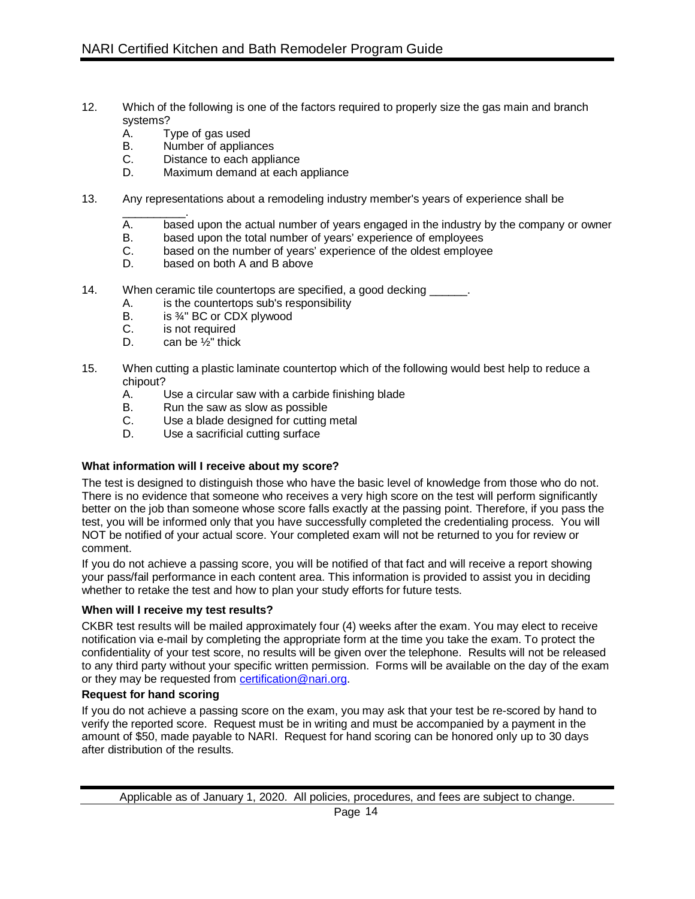12. Which of the following is one of the factors required to properly size the gas main and branch systems?
    A. Type of gas used
    B. Number of appliances
    C. Distance to each appliance
    D. Maximum demand at each appliance

13. Any representations about a remodeling industry member's years of experience shall be __________.
    A. based upon the actual number of years engaged in the industry by the company or owner
    B. based upon the total number of years' experience of employees
    C. based on the number of years' experience of the oldest employee
    D. based on both A and B above

14. When ceramic tile countertops are specified, a good decking ______.
    A. is the countertops sub's responsibility
    B. is ¾" BC or CDX plywood
    C. is not required
    D. can be ½" thick

15. When cutting a plastic laminate countertop which of the following would best help to reduce a chipout?
    A. Use a circular saw with a carbide finishing blade
    B. Run the saw as slow as possible
    C. Use a blade designed for cutting metal
    D. Use a sacrificial cutting surface

**What information will I receive about my score?**

The test is designed to distinguish those who have the basic level of knowledge from those who do not. There is no evidence that someone who receives a very high score on the test will perform significantly better on the job than someone whose score falls exactly at the passing point. Therefore, if you pass the test, you will be informed only that you have successfully completed the credentialing process. You will NOT be notified of your actual score. Your completed exam will not be returned to you for review or comment.

If you do not achieve a passing score, you will be notified of that fact and will receive a report showing your pass/fail performance in each content area. This information is provided to assist you in deciding whether to retake the test and how to plan your study efforts for future tests.

**When will I receive my test results?**

CKBR test results will be mailed approximately four (4) weeks after the exam. You may elect to receive notification via e-mail by completing the appropriate form at the time you take the exam. To protect the confidentiality of your test score, no results will be given over the telephone. Results will not be released to any third party without your specific written permission. Forms will be available on the day of the exam or they may be requested from certification@nari.org.

**Request for hand scoring**

If you do not achieve a passing score on the exam, you may ask that your test be re-scored by hand to verify the reported score. Request must be in writing and must be accompanied by a payment in the amount of $50, made payable to NARI. Request for hand scoring can be honored only up to 30 days after distribution of the results.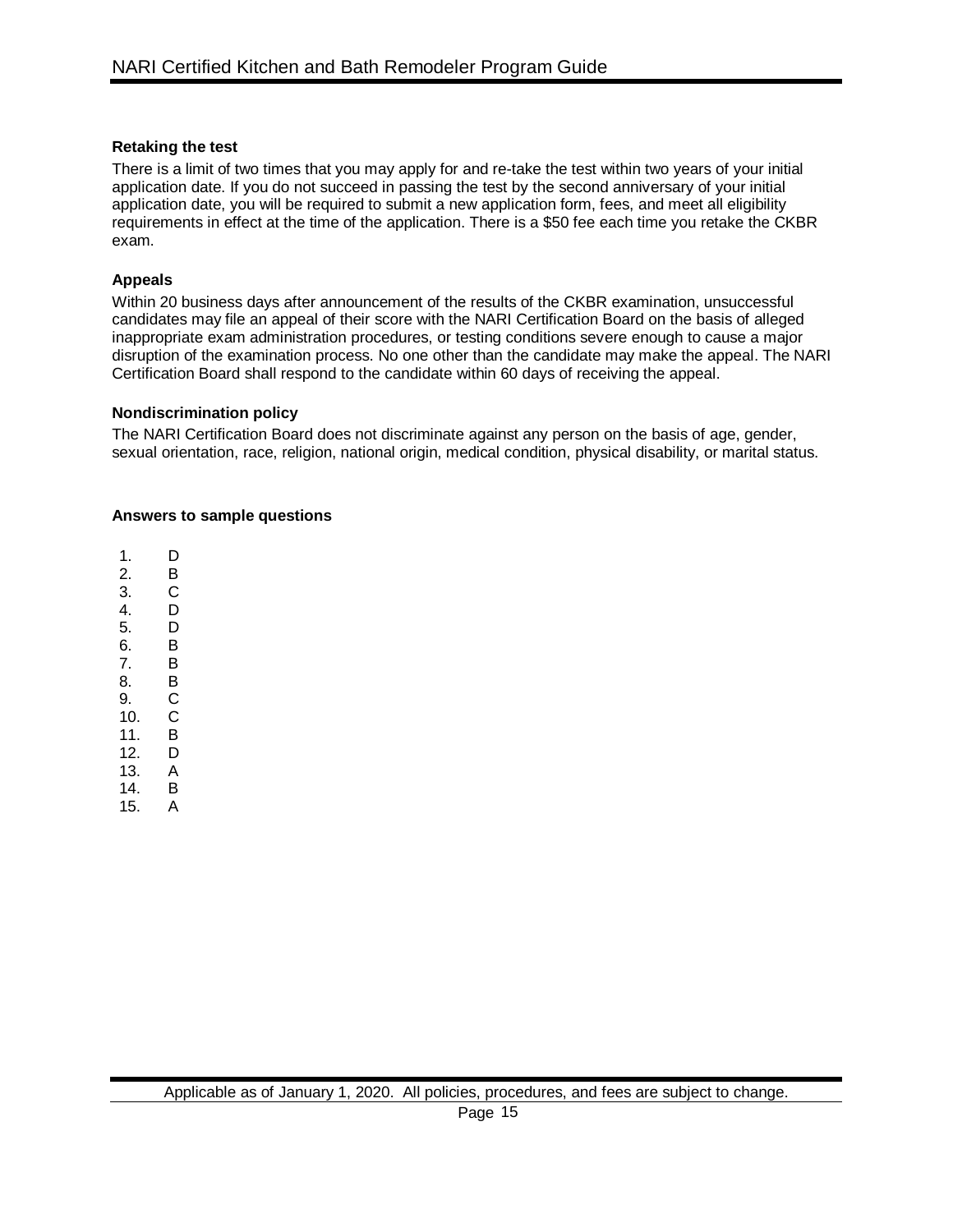### Retaking the test

There is a limit of two times that you may apply for and re-take the test within two years of your initial application date. If you do not succeed in passing the test by the second anniversary of your initial application date, you will be required to submit a new application form, fees, and meet all eligibility requirements in effect at the time of the application. There is a $50 fee each time you retake the CKBR exam.

### Appeals

Within 20 business days after announcement of the results of the CKBR examination, unsuccessful candidates may file an appeal of their score with the NARI Certification Board on the basis of alleged inappropriate exam administration procedures, or testing conditions severe enough to cause a major disruption of the examination process. No one other than the candidate may make the appeal. The NARI Certification Board shall respond to the candidate within 60 days of receiving the appeal.

### Nondiscrimination policy

The NARI Certification Board does not discriminate against any person on the basis of age, gender, sexual orientation, race, religion, national origin, medical condition, physical disability, or marital status.

### Answers to sample questions

1. D
2. B
3. C
4. D
5. D
6. B
7. B
8. B
9. C
10. C
11. B
12. D
13. A
14. B
15. A